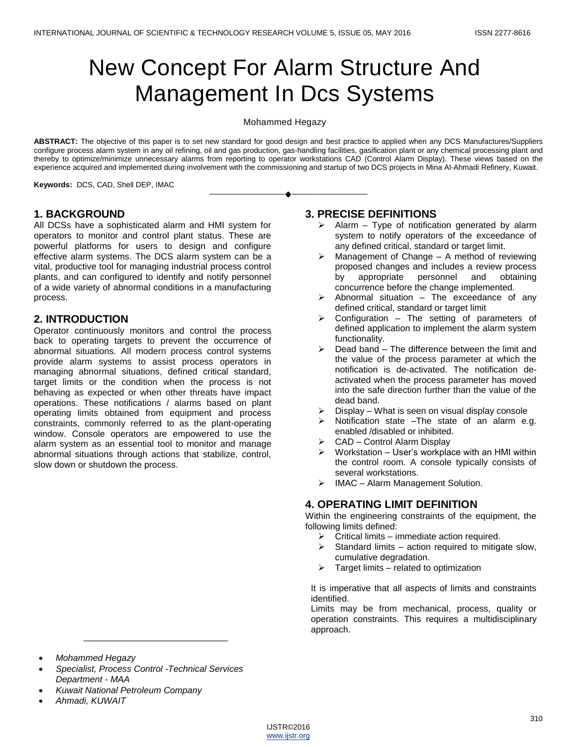# New Concept For Alarm Structure And Management In Dcs Systems

Mohammed Hegazy

**ABSTRACT:** The objective of this paper is to set new standard for good design and best practice to applied when any DCS Manufactures/Suppliers configure process alarm system in any oil refining, oil and gas production, gas-handling facilities, gasification plant or any chemical processing plant and thereby to optimize/minimize unnecessary alarms from reporting to operator workstations CAD (Control Alarm Display). These views based on the experience acquired and implemented during involvement with the commissioning and startup of two DCS projects in Mina Al-Ahmadi Refinery, Kuwait.

**Keywords:** DCS, CAD, Shell DEP, IMAC

## 1. BACKGROUND

All DCSs have a sophisticated alarm and HMI system for operators to monitor and control plant status. These are powerful platforms for users to design and configure effective alarm systems. The DCS alarm system can be a vital, productive tool for managing industrial process control plants, and can configured to identify and notify personnel of a wide variety of abnormal conditions in a manufacturing process.

## 2. INTRODUCTION

Operator continuously monitors and control the process back to operating targets to prevent the occurrence of abnormal situations. All modern process control systems provide alarm systems to assist process operators in managing abnormal situations, defined critical standard, target limits or the condition when the process is not behaving as expected or when other threats have impact operations. These notifications / alarms based on plant operating limits obtained from equipment and process constraints, commonly referred to as the plant-operating window. Console operators are empowered to use the alarm system as an essential tool to monitor and manage abnormal situations through actions that stabilize, control, slow down or shutdown the process.

## 3. PRECISE DEFINITIONS

- Alarm – Type of notification generated by alarm system to notify operators of the exceedance of any defined critical, standard or target limit.
- Management of Change – A method of reviewing proposed changes and includes a review process by appropriate personnel and obtaining concurrence before the change implemented.
- Abnormal situation – The exceedance of any defined critical, standard or target limit
- Configuration – The setting of parameters of defined application to implement the alarm system functionality.
- Dead band – The difference between the limit and the value of the process parameter at which the notification is de-activated. The notification de-activated when the process parameter has moved into the safe direction further than the value of the dead band.
- Display – What is seen on visual display console
- Notification state –The state of an alarm e.g. enabled /disabled or inhibited.
- CAD – Control Alarm Display
- Workstation – User's workplace with an HMI within the control room. A console typically consists of several workstations.
- IMAC – Alarm Management Solution.

## 4. OPERATING LIMIT DEFINITION

Within the engineering constraints of the equipment, the following limits defined:

- Critical limits – immediate action required.
- Standard limits – action required to mitigate slow, cumulative degradation.
- Target limits – related to optimization

It is imperative that all aspects of limits and constraints identified.

Limits may be from mechanical, process, quality or operation constraints. This requires a multidisciplinary approach.

- *Mohammed Hegazy*
- *Specialist, Process Control -Technical Services Department - MAA*
- *Kuwait National Petroleum Company*
- *Ahmadi, KUWAIT*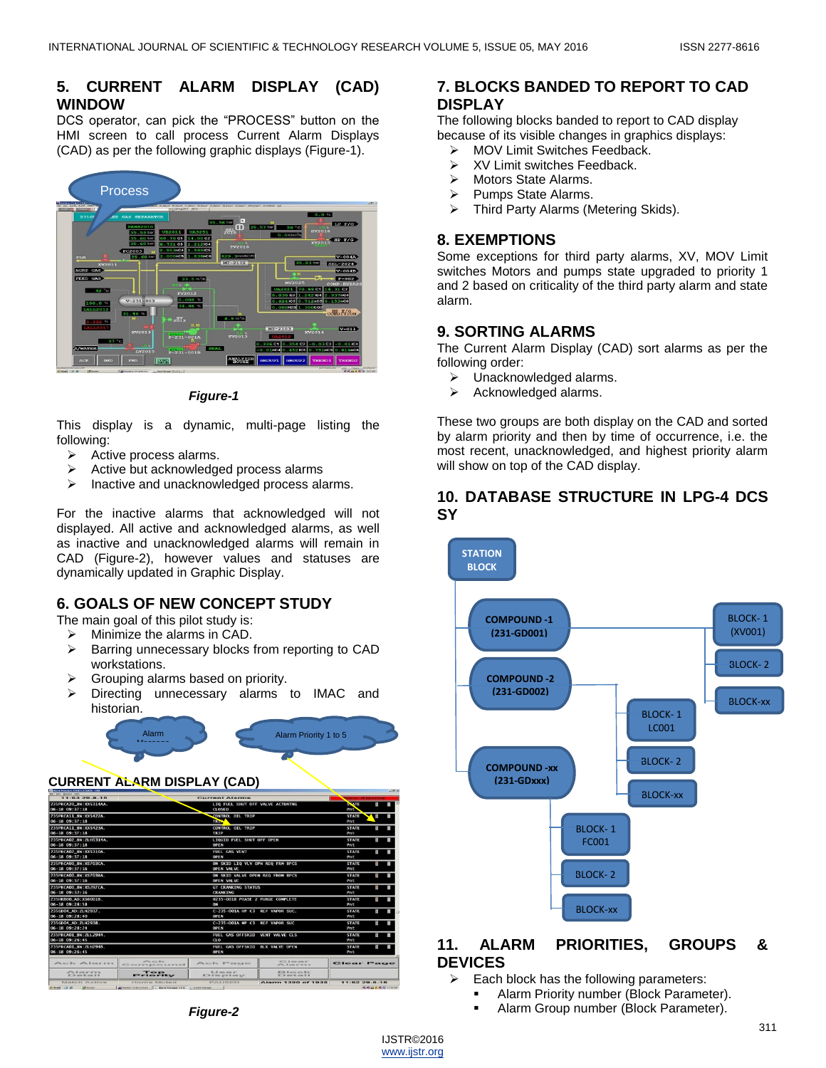## 5. CURRENT ALARM DISPLAY (CAD) WINDOW

DCS operator, can pick the "PROCESS" button on the HMI screen to call process Current Alarm Displays (CAD) as per the following graphic displays (Figure-1).

*Figure-1*

This display is a dynamic, multi-page listing the following:

- Active process alarms.
- Active but acknowledged process alarms
- Inactive and unacknowledged process alarms.

For the inactive alarms that acknowledged will not displayed. All active and acknowledged alarms, as well as inactive and unacknowledged alarms will remain in CAD (Figure-2), however values and statuses are dynamically updated in Graphic Display.

## 6. GOALS OF NEW CONCEPT STUDY

The main goal of this pilot study is:

- Minimize the alarms in CAD.
- Barring unnecessary blocks from reporting to CAD workstations.
- Grouping alarms based on priority.
- Directing unnecessary alarms to IMAC and historian.

*Figure-2*

## 7. BLOCKS BANDED TO REPORT TO CAD DISPLAY

The following blocks banded to report to CAD display because of its visible changes in graphics displays:

- MOV Limit Switches Feedback.
- XV Limit switches Feedback.
- Motors State Alarms.
- Pumps State Alarms.
- Third Party Alarms (Metering Skids).

## 8. EXEMPTIONS

Some exceptions for third party alarms, XV, MOV Limit switches Motors and pumps state upgraded to priority 1 and 2 based on criticality of the third party alarm and state alarm.

## 9. SORTING ALARMS

The Current Alarm Display (CAD) sort alarms as per the following order:

- Unacknowledged alarms.
- Acknowledged alarms.

These two groups are both display on the CAD and sorted by alarm priority and then by time of occurrence, i.e. the most recent, unacknowledged, and highest priority alarm will show on top of the CAD display.

## 10. DATABASE STRUCTURE IN LPG-4 DCS SY

## 11. ALARM PRIORITIES, GROUPS & DEVICES

- Each block has the following parameters:
  - Alarm Priority number (Block Parameter).
  - Alarm Group number (Block Parameter).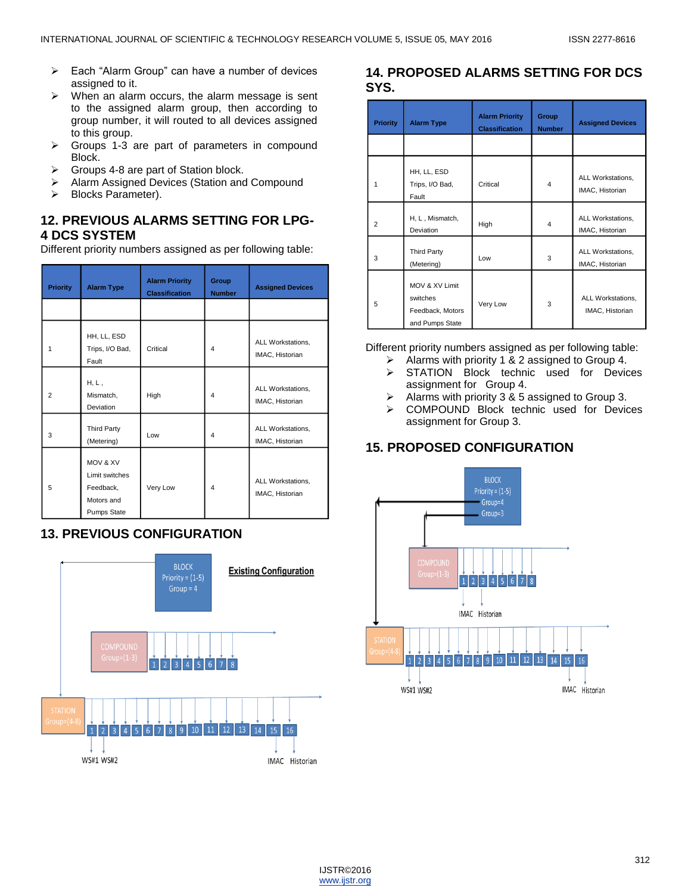- Each "Alarm Group" can have a number of devices assigned to it.
- When an alarm occurs, the alarm message is sent to the assigned alarm group, then according to group number, it will routed to all devices assigned to this group.
- Groups 1-3 are part of parameters in compound Block.
- Groups 4-8 are part of Station block.
- Alarm Assigned Devices (Station and Compound
- Blocks Parameter).

## 12. PREVIOUS ALARMS SETTING FOR LPG-4 DCS SYSTEM

Different priority numbers assigned as per following table:

| Priority | Alarm Type | Alarm Priority Classification | Group Number | Assigned Devices |
|---|---|---|---|---|
| | | | | |
| 1 | HH, LL, ESD Trips, I/O Bad, Fault | Critical | 4 | ALL Workstations, IMAC, Historian |
| 2 | H, L , Mismatch, Deviation | High | 4 | ALL Workstations, IMAC, Historian |
| 3 | Third Party (Metering) | Low | 4 | ALL Workstations, IMAC, Historian |
| 5 | MOV & XV Limit switches Feedback, Motors and Pumps State | Very Low | 4 | ALL Workstations, IMAC, Historian |

## 13. PREVIOUS CONFIGURATION

BLOCK Priority = (1-5) Group = 4

**Existing Configuration**

COMPOUND Group=(1-3) 1 2 3 4 5 6 7 8

STATION Group=(4-8) 1 2 3 4 5 6 7 8 9 10 11 12 13 14 15 16

WS#1 WS#2 IMAC Historian

## 14. PROPOSED ALARMS SETTING FOR DCS SYS.

| Priority | Alarm Type | Alarm Priority Classification | Group Number | Assigned Devices |
|---|---|---|---|---|
| | | | | |
| 1 | HH, LL, ESD Trips, I/O Bad, Fault | Critical | 4 | ALL Workstations, IMAC, Historian |
| 2 | H, L , Mismatch, Deviation | High | 4 | ALL Workstations, IMAC, Historian |
| 3 | Third Party (Metering) | Low | 3 | ALL Workstations, IMAC, Historian |
| 5 | MOV & XV Limit switches Feedback, Motors and Pumps State | Very Low | 3 | ALL Workstations, IMAC, Historian |

Different priority numbers assigned as per following table:

- Alarms with priority 1 & 2 assigned to Group 4.
- STATION Block technic used for Devices assignment for Group 4.
- Alarms with priority 3 & 5 assigned to Group 3.
- COMPOUND Block technic used for Devices assignment for Group 3.

## 15. PROPOSED CONFIGURATION

BLOCK Priority = (1-5) Group=4 Group=3

COMPOUND Group=(1-3) 1 2 3 4 5 6 7 8

IMAC Historian

STATION Group=(4-8) 1 2 3 4 5 6 7 8 9 10 11 12 13 14 15 16

WS#1 WS#2 IMAC Historian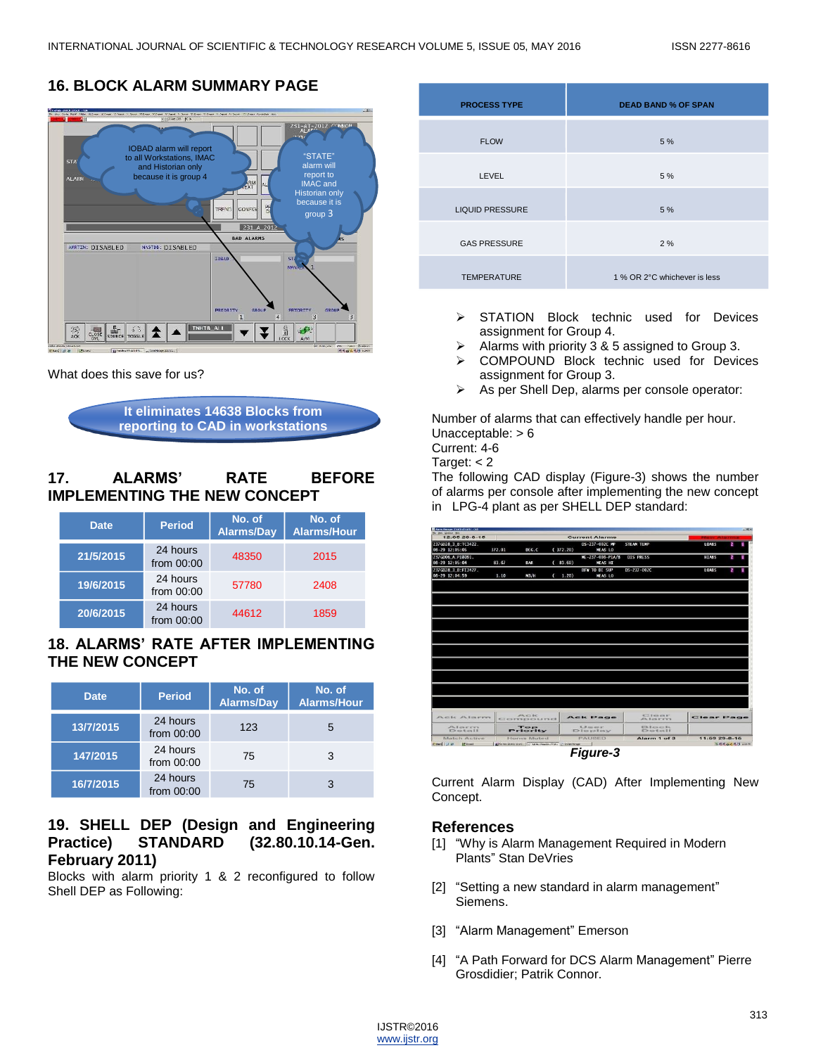## 16. BLOCK ALARM SUMMARY PAGE

What does this save for us?

It eliminates 14638 Blocks from reporting to CAD in workstations

## 17. ALARMS' RATE BEFORE IMPLEMENTING THE NEW CONCEPT

| Date | Period | No. of Alarms/Day | No. of Alarms/Hour |
|---|---|---|---|
| 21/5/2015 | 24 hours from 00:00 | 48350 | 2015 |
| 19/6/2015 | 24 hours from 00:00 | 57780 | 2408 |
| 20/6/2015 | 24 hours from 00:00 | 44612 | 1859 |

## 18. ALARMS' RATE AFTER IMPLEMENTING THE NEW CONCEPT

| Date | Period | No. of Alarms/Day | No. of Alarms/Hour |
|---|---|---|---|
| 13/7/2015 | 24 hours from 00:00 | 123 | 5 |
| 147/2015 | 24 hours from 00:00 | 75 | 3 |
| 16/7/2015 | 24 hours from 00:00 | 75 | 3 |

## 19. SHELL DEP (Design and Engineering Practice) STANDARD (32.80.10.14-Gen. February 2011)

Blocks with alarm priority 1 & 2 reconfigured to follow Shell DEP as Following:

| PROCESS TYPE | DEAD BAND % OF SPAN |
|---|---|
| FLOW | 5 % |
| LEVEL | 5 % |
| LIQUID PRESSURE | 5 % |
| GAS PRESSURE | 2 % |
| TEMPERATURE | 1 % OR 2°C whichever is less |

- STATION Block technic used for Devices assignment for Group 4.
- Alarms with priority 3 & 5 assigned to Group 3.
- COMPOUND Block technic used for Devices assignment for Group 3.
- As per Shell Dep, alarms per console operator:

Number of alarms that can effectively handle per hour.
Unacceptable: > 6
Current: 4-6
Target: < 2
The following CAD display (Figure-3) shows the number of alarms per console after implementing the new concept in LPG-4 plant as per SHELL DEP standard:

*Figure-3*

Current Alarm Display (CAD) After Implementing New Concept.

## References

[1] "Why is Alarm Management Required in Modern Plants" Stan DeVries

[2] "Setting a new standard in alarm management" Siemens.

[3] "Alarm Management" Emerson

[4] "A Path Forward for DCS Alarm Management" Pierre Grosdidier; Patrik Connor.